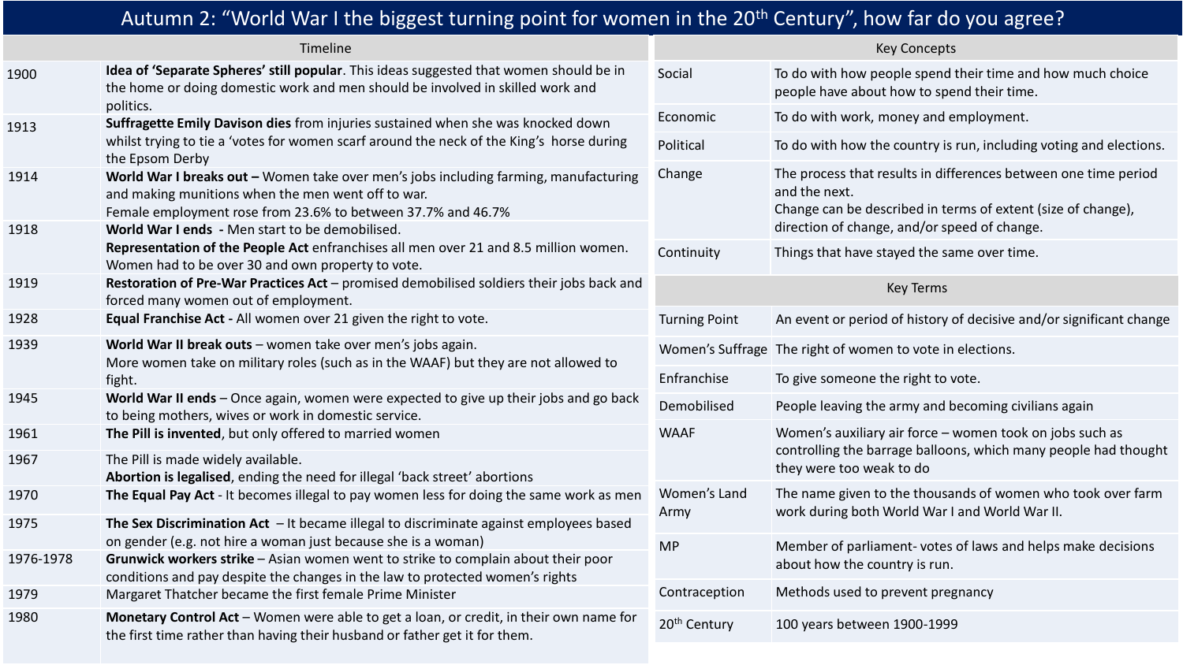# Autumn 2: "World War I the biggest turning point for women in the 20th Century", how far do you agree?

## Timeline

| Year | Event |
|---|---|
| 1900 | **Idea of 'Separate Spheres' still popular**. This ideas suggested that women should be in the home or doing domestic work and men should be involved in skilled work and politics. |
| 1913 | **Suffragette Emily Davison dies** from injuries sustained when she was knocked down whilst trying to tie a 'votes for women scarf around the neck of the King's horse during the Epsom Derby |
| 1914 | **World War I breaks out –** Women take over men's jobs including farming, manufacturing and making munitions when the men went off to war. Female employment rose from 23.6% to between 37.7% and 46.7% |
| 1918 | **World War I ends -** Men start to be demobilised. **Representation of the People Act** enfranchises all men over 21 and 8.5 million women. Women had to be over 30 and own property to vote. |
| 1919 | **Restoration of Pre-War Practices Act** – promised demobilised soldiers their jobs back and forced many women out of employment. |
| 1928 | **Equal Franchise Act -** All women over 21 given the right to vote. |
| 1939 | **World War II break outs** – women take over men's jobs again. More women take on military roles (such as in the WAAF) but they are not allowed to fight. |
| 1945 | **World War II ends** – Once again, women were expected to give up their jobs and go back to being mothers, wives or work in domestic service. |
| 1961 | **The Pill is invented**, but only offered to married women |
| 1967 | The Pill is made widely available. **Abortion is legalised**, ending the need for illegal 'back street' abortions |
| 1970 | **The Equal Pay Act** - It becomes illegal to pay women less for doing the same work as men |
| 1975 | **The Sex Discrimination Act** – It became illegal to discriminate against employees based on gender (e.g. not hire a woman just because she is a woman) |
| 1976-1978 | **Grunwick workers strike** – Asian women went to strike to complain about their poor conditions and pay despite the changes in the law to protected women's rights |
| 1979 | Margaret Thatcher became the first female Prime Minister |
| 1980 | **Monetary Control Act** – Women were able to get a loan, or credit, in their own name for the first time rather than having their husband or father get it for them. |

## Key Concepts

| Concept | Definition |
|---|---|
| Social | To do with how people spend their time and how much choice people have about how to spend their time. |
| Economic | To do with work, money and employment. |
| Political | To do with how the country is run, including voting and elections. |
| Change | The process that results in differences between one time period and the next. Change can be described in terms of extent (size of change), direction of change, and/or speed of change. |
| Continuity | Things that have stayed the same over time. |

## Key Terms

| Term | Definition |
|---|---|
| Turning Point | An event or period of history of decisive and/or significant change |
| Women's Suffrage | The right of women to vote in elections. |
| Enfranchise | To give someone the right to vote. |
| Demobilised | People leaving the army and becoming civilians again |
| WAAF | Women's auxiliary air force – women took on jobs such as controlling the barrage balloons, which many people had thought they were too weak to do |
| Women's Land Army | The name given to the thousands of women who took over farm work during both World War I and World War II. |
| MP | Member of parliament- votes of laws and helps make decisions about how the country is run. |
| Contraception | Methods used to prevent pregnancy |
| 20th Century | 100 years between 1900-1999 |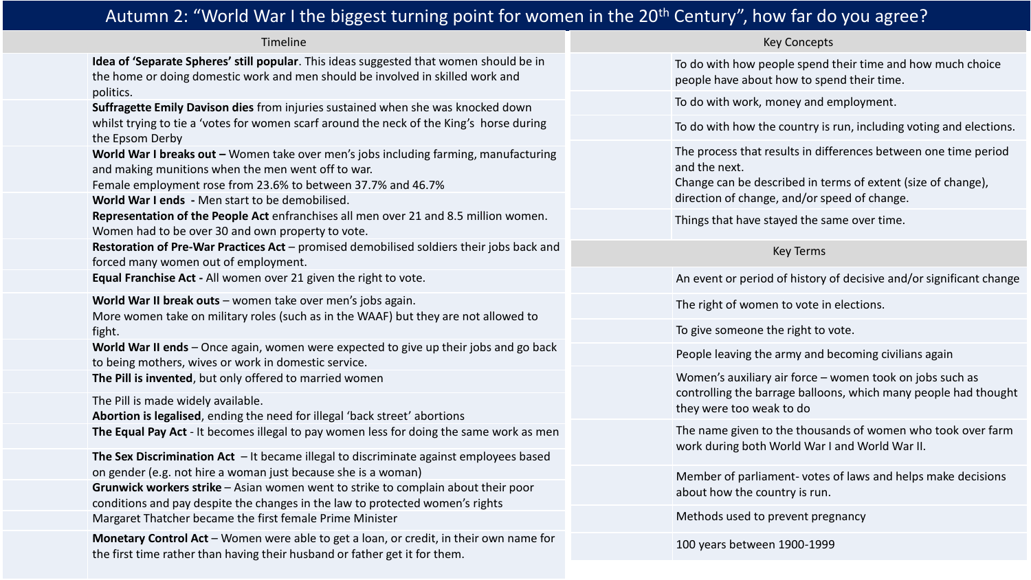# Autumn 2: "World War I the biggest turning point for women in the 20th Century", how far do you agree?

## Timeline

| | |
|---|---|
| | **Idea of 'Separate Spheres' still popular**. This ideas suggested that women should be in the home or doing domestic work and men should be involved in skilled work and politics. |
| | **Suffragette Emily Davison dies** from injuries sustained when she was knocked down whilst trying to tie a 'votes for women scarf around the neck of the King's horse during the Epsom Derby |
| | **World War I breaks out –** Women take over men's jobs including farming, manufacturing and making munitions when the men went off to war. Female employment rose from 23.6% to between 37.7% and 46.7% |
| | **World War I ends -** Men start to be demobilised. **Representation of the People Act** enfranchises all men over 21 and 8.5 million women. Women had to be over 30 and own property to vote. |
| | **Restoration of Pre-War Practices Act** – promised demobilised soldiers their jobs back and forced many women out of employment. |
| | **Equal Franchise Act -** All women over 21 given the right to vote. |
| | **World War II break outs** – women take over men's jobs again. More women take on military roles (such as in the WAAF) but they are not allowed to fight. |
| | **World War II ends** – Once again, women were expected to give up their jobs and go back to being mothers, wives or work in domestic service. |
| | **The Pill is invented**, but only offered to married women |
| | The Pill is made widely available. **Abortion is legalised**, ending the need for illegal 'back street' abortions |
| | **The Equal Pay Act** - It becomes illegal to pay women less for doing the same work as men |
| | **The Sex Discrimination Act** – It became illegal to discriminate against employees based on gender (e.g. not hire a woman just because she is a woman) |
| | **Grunwick workers strike** – Asian women went to strike to complain about their poor conditions and pay despite the changes in the law to protected women's rights |
| | Margaret Thatcher became the first female Prime Minister |
| | **Monetary Control Act** – Women were able to get a loan, or credit, in their own name for the first time rather than having their husband or father get it for them. |

## Key Concepts

| | |
|---|---|
| | To do with how people spend their time and how much choice people have about how to spend their time. |
| | To do with work, money and employment. |
| | To do with how the country is run, including voting and elections. |
| | The process that results in differences between one time period and the next. Change can be described in terms of extent (size of change), direction of change, and/or speed of change. |
| | Things that have stayed the same over time. |

## Key Terms

| | |
|---|---|
| | An event or period of history of decisive and/or significant change |
| | The right of women to vote in elections. |
| | To give someone the right to vote. |
| | People leaving the army and becoming civilians again |
| | Women's auxiliary air force – women took on jobs such as controlling the barrage balloons, which many people had thought they were too weak to do |
| | The name given to the thousands of women who took over farm work during both World War I and World War II. |
| | Member of parliament- votes of laws and helps make decisions about how the country is run. |
| | Methods used to prevent pregnancy |
| | 100 years between 1900-1999 |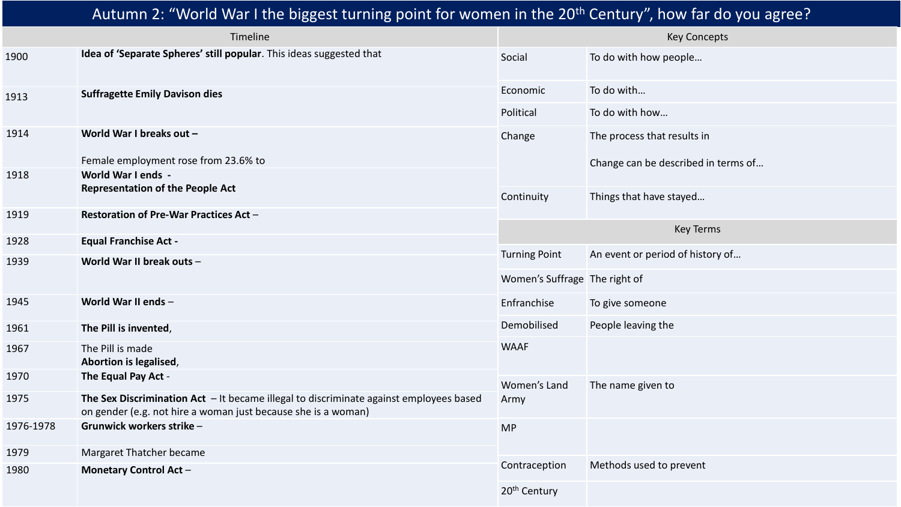# Autumn 2: "World War I the biggest turning point for women in the 20th Century", how far do you agree?

## Timeline

| Year | Event |
|---|---|
| 1900 | **Idea of 'Separate Spheres' still popular**. This ideas suggested that |
| 1913 | **Suffragette Emily Davison dies** |
| 1914 | **World War I breaks out –**<br><br>Female employment rose from 23.6% to |
| 1918 | **World War I ends -**<br>**Representation of the People Act** |
| 1919 | **Restoration of Pre-War Practices Act** – |
| 1928 | **Equal Franchise Act -** |
| 1939 | **World War II break outs** – |
| 1945 | **World War II ends** – |
| 1961 | **The Pill is invented**, |
| 1967 | The Pill is made<br>**Abortion is legalised**, |
| 1970 | **The Equal Pay Act** - |
| 1975 | **The Sex Discrimination Act** – It became illegal to discriminate against employees based on gender (e.g. not hire a woman just because she is a woman) |
| 1976-1978 | **Grunwick workers strike** – |
| 1979 | Margaret Thatcher became |
| 1980 | **Monetary Control Act** – |

## Key Concepts

| Concept | Definition |
|---|---|
| Social | To do with how people… |
| Economic | To do with… |
| Political | To do with how… |
| Change | The process that results in<br><br>Change can be described in terms of… |
| Continuity | Things that have stayed… |

## Key Terms

| Term | Definition |
|---|---|
| Turning Point | An event or period of history of… |
| Women's Suffrage | The right of |
| Enfranchise | To give someone |
| Demobilised | People leaving the |
| WAAF | |
| Women's Land Army | The name given to |
| MP | |
| Contraception | Methods used to prevent |
| 20th Century | |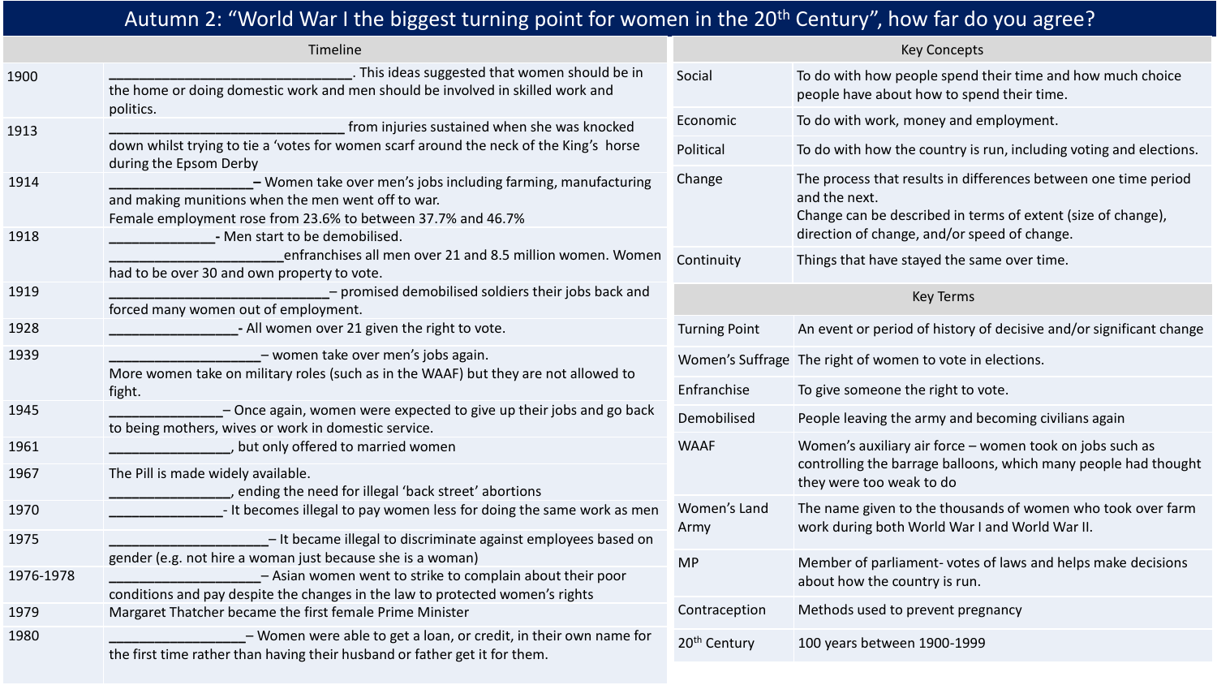# Autumn 2: "World War I the biggest turning point for women in the 20th Century", how far do you agree?

| Timeline | |
|---|---|
| 1900 | ______________________________. This ideas suggested that women should be in the home or doing domestic work and men should be involved in skilled work and politics. |
| 1913 | ______________________________ from injuries sustained when she was knocked down whilst trying to tie a 'votes for women scarf around the neck of the King's horse during the Epsom Derby |
| 1914 | ________________ – Women take over men's jobs including farming, manufacturing and making munitions when the men went off to war. Female employment rose from 23.6% to between 37.7% and 46.7% |
| 1918 | _____________ - Men start to be demobilised. ______________________enfranchises all men over 21 and 8.5 million women. Women had to be over 30 and own property to vote. |
| 1919 | ____________________________– promised demobilised soldiers their jobs back and forced many women out of employment. |
| 1928 | ________________ - All women over 21 given the right to vote. |
| 1939 | ___________________– women take over men's jobs again. More women take on military roles (such as in the WAAF) but they are not allowed to fight. |
| 1945 | ______________– Once again, women were expected to give up their jobs and go back to being mothers, wives or work in domestic service. |
| 1961 | _______________, but only offered to married women |
| 1967 | The Pill is made widely available. _______________, ending the need for illegal 'back street' abortions |
| 1970 | ______________- It becomes illegal to pay women less for doing the same work as men |
| 1975 | ____________________– It became illegal to discriminate against employees based on gender (e.g. not hire a woman just because she is a woman) |
| 1976-1978 | ___________________– Asian women went to strike to complain about their poor conditions and pay despite the changes in the law to protected women's rights |
| 1979 | Margaret Thatcher became the first female Prime Minister |
| 1980 | _________________– Women were able to get a loan, or credit, in their own name for the first time rather than having their husband or father get it for them. |

| Key Concepts | |
|---|---|
| Social | To do with how people spend their time and how much choice people have about how to spend their time. |
| Economic | To do with work, money and employment. |
| Political | To do with how the country is run, including voting and elections. |
| Change | The process that results in differences between one time period and the next. Change can be described in terms of extent (size of change), direction of change, and/or speed of change. |
| Continuity | Things that have stayed the same over time. |

| Key Terms | |
|---|---|
| Turning Point | An event or period of history of decisive and/or significant change |
| Women's Suffrage | The right of women to vote in elections. |
| Enfranchise | To give someone the right to vote. |
| Demobilised | People leaving the army and becoming civilians again |
| WAAF | Women's auxiliary air force – women took on jobs such as controlling the barrage balloons, which many people had thought they were too weak to do |
| Women's Land Army | The name given to the thousands of women who took over farm work during both World War I and World War II. |
| MP | Member of parliament- votes of laws and helps make decisions about how the country is run. |
| Contraception | Methods used to prevent pregnancy |
| 20th Century | 100 years between 1900-1999 |